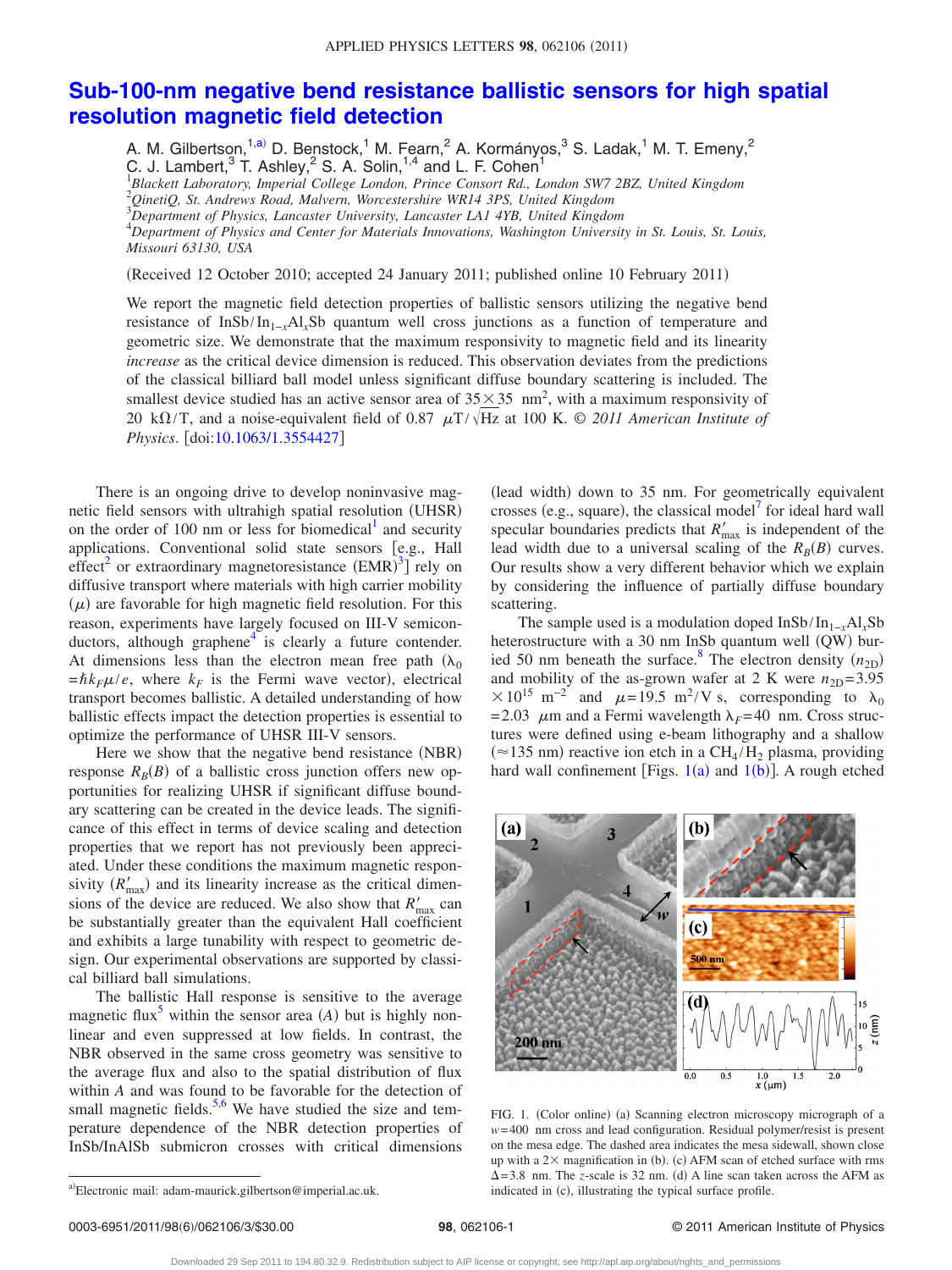# Sub-100-nm negative bend resistance ballistic sensors for high spatial resolution magnetic field detection

A. M. Gilbertson,[1,a)] D. Benstock,[1] M. Fearn,[2] A. Kormányos,[3] S. Ladak,[1] M. T. Emeny,[2] C. J. Lambert,[3] T. Ashley,[2] S. A. Solin,[1,4] and L. F. Cohen[1]

[1]*Blackett Laboratory, Imperial College London, Prince Consort Rd., London SW7 2BZ, United Kingdom*
[2]*QinetiQ, St. Andrews Road, Malvern, Worcestershire WR14 3PS, United Kingdom*
[3]*Department of Physics, Lancaster University, Lancaster LA1 4YB, United Kingdom*
[4]*Department of Physics and Center for Materials Innovations, Washington University in St. Louis, St. Louis, Missouri 63130, USA*

(Received 12 October 2010; accepted 24 January 2011; published online 10 February 2011)

We report the magnetic field detection properties of ballistic sensors utilizing the negative bend resistance of $InSb/In_{1-x}Al_xSb$ quantum well cross junctions as a function of temperature and geometric size. We demonstrate that the maximum responsivity to magnetic field and its linearity *increase* as the critical device dimension is reduced. This observation deviates from the predictions of the classical billiard ball model unless significant diffuse boundary scattering is included. The smallest device studied has an active sensor area of $35\times 35$ nm$^2$, with a maximum responsivity of 20 kΩ/T, and a noise-equivalent field of 0.87 $\mu$T/$\sqrt{\text{Hz}}$ at 100 K. © *2011 American Institute of Physics*. [doi:10.1063/1.3554427]

There is an ongoing drive to develop noninvasive magnetic field sensors with ultrahigh spatial resolution (UHSR) on the order of 100 nm or less for biomedical[1] and security applications. Conventional solid state sensors [e.g., Hall effect[2] or extraordinary magnetoresistance (EMR)[3]] rely on diffusive transport where materials with high carrier mobility ($\mu$) are favorable for high magnetic field resolution. For this reason, experiments have largely focused on III-V semiconductors, although graphene[4] is clearly a future contender. At dimensions less than the electron mean free path ($\lambda_0 = \hbar k_F \mu / e$, where $k_F$ is the Fermi wave vector), electrical transport becomes ballistic. A detailed understanding of how ballistic effects impact the detection properties is essential to optimize the performance of UHSR III-V sensors.

Here we show that the negative bend resistance (NBR) response $R_B(B)$ of a ballistic cross junction offers new opportunities for realizing UHSR if significant diffuse boundary scattering is created in the device leads. The significance of this effect in terms of device scaling and detection properties that we report has not previously been appreciated. Under these conditions the maximum magnetic responsivity ($R'_{max}$) and its linearity increase as the critical dimensions of the device are reduced. We also show that $R'_{max}$ can be substantially greater than the equivalent Hall coefficient and exhibits a large tunability with respect to geometric design. Our experimental observations are supported by classical billiard ball simulations.

The ballistic Hall response is sensitive to the average magnetic flux[5] within the sensor area ($A$) but is highly nonlinear and even suppressed at low fields. In contrast, the NBR observed in the same cross geometry was sensitive to the average flux and also to the spatial distribution of flux within $A$ and was found to be favorable for the detection of small magnetic fields.[5,6] We have studied the size and temperature dependence of the NBR detection properties of InSb/InAlSb submicron crosses with critical dimensions (lead width) down to 35 nm. For geometrically equivalent crosses (e.g., square), the classical model[7] for ideal hard wall specular boundaries predicts that $R'_{max}$ is independent of the lead width due to a universal scaling of the $R_B(B)$ curves. Our results show a very different behavior which we explain by considering the influence of partially diffuse boundary scattering.

The sample used is a modulation doped $InSb/In_{1-x}Al_xSb$ heterostructure with a 30 nm InSb quantum well (QW) buried 50 nm beneath the surface.[8] The electron density ($n_{2D}$) and mobility of the as-grown wafer at 2 K were $n_{2D} = 3.95 \times 10^{15}$ m$^{-2}$ and $\mu = 19.5$ m$^2$/V s, corresponding to $\lambda_0 = 2.03$ $\mu$m and a Fermi wavelength $\lambda_F = 40$ nm. Cross structures were defined using e-beam lithography and a shallow ($\approx 135$ nm) reactive ion etch in a $CH_4/H_2$ plasma, providing hard wall confinement [Figs. 1(a) and 1(b)]. A rough etched

FIG. 1. (Color online) (a) Scanning electron microscopy micrograph of a $w = 400$ nm cross and lead configuration. Residual polymer/resist is present on the mesa edge. The dashed area indicates the mesa sidewall, shown close up with a 2× magnification in (b). (c) AFM scan of etched surface with rms $\Delta = 3.8$ nm. The $z$-scale is 32 nm. (d) A line scan taken across the AFM as indicated in (c), illustrating the typical surface profile.

[a)]Electronic mail: adam-maurick.gilbertson@imperial.ac.uk.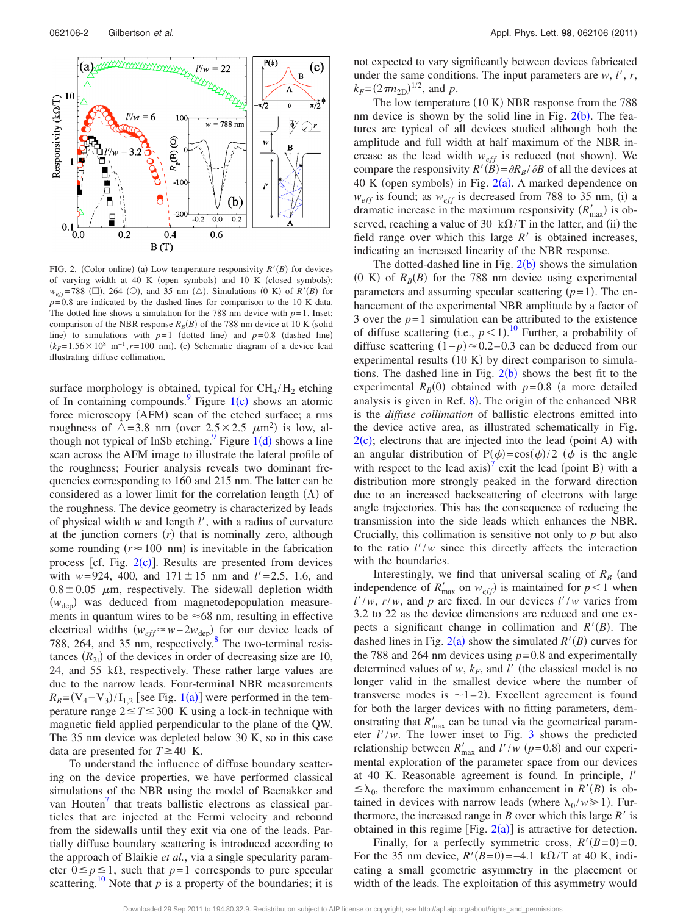FIG. 2. (Color online) (a) Low temperature responsivity $R'(B)$ for devices of varying width at 40 K (open symbols) and 10 K (closed symbols); $w_{eff}$=788 (□), 264 (○), and 35 nm (△). Simulations (0 K) of $R'(B)$ for $p$=0.8 are indicated by the dashed lines for comparison to the 10 K data. The dotted line shows a simulation for the 788 nm device with $p$=1. Inset: comparison of the NBR response $R_B(B)$ of the 788 nm device at 10 K (solid line) to simulations with $p$=1 (dotted line) and $p$=0.8 (dashed line) ($k_F$=1.56×10[8] m[−1], $r$=100 nm). (c) Schematic diagram of a device lead illustrating diffuse collimation.

surface morphology is obtained, typical for $CH_4/H_2$ etching of In containing compounds.[9] Figure 1(c) shows an atomic force microscopy (AFM) scan of the etched surface; a rms roughness of $\triangle$=3.8 nm (over 2.5×2.5 $\mu m^2$) is low, although not typical of InSb etching.[9] Figure 1(d) shows a line scan across the AFM image to illustrate the lateral profile of the roughness; Fourier analysis reveals two dominant frequencies corresponding to 160 and 215 nm. The latter can be considered as a lower limit for the correlation length ($\Lambda$) of the roughness. The device geometry is characterized by leads of physical width $w$ and length $l'$, with a radius of curvature at the junction corners ($r$) that is nominally zero, although some rounding ($r \approx 100$ nm) is inevitable in the fabrication process [cf. Fig. 2(c)]. Results are presented from devices with $w$=924, 400, and 171±15 nm and $l'$=2.5, 1.6, and 0.8±0.05 $\mu$m, respectively. The sidewall depletion width ($w_{dep}$) was deduced from magnetodepopulation measurements in quantum wires to be ≈68 nm, resulting in effective electrical widths ($w_{eff} \approx w - 2w_{dep}$) for our device leads of 788, 264, and 35 nm, respectively.[8] The two-terminal resistances ($R_{2t}$) of the devices in order of decreasing size are 10, 24, and 55 kΩ, respectively. These rather large values are due to the narrow leads. Four-terminal NBR measurements $R_B=(V_4-V_3)/I_{1,2}$ [see Fig. 1(a)] were performed in the temperature range $2 \leq T \leq 300$ K using a lock-in technique with magnetic field applied perpendicular to the plane of the QW. The 35 nm device was depleted below 30 K, so in this case data are presented for $T \geq 40$ K.

To understand the influence of diffuse boundary scattering on the device properties, we have performed classical simulations of the NBR using the model of Beenakker and van Houten[7] that treats ballistic electrons as classical particles that are injected at the Fermi velocity and rebound from the sidewalls until they exit via one of the leads. Partially diffuse boundary scattering is introduced according to the approach of Blaikie *et al.*, via a single specularity parameter $0 \leq p \leq 1$, such that $p$=1 corresponds to pure specular scattering.[10] Note that $p$ is a property of the boundaries; it is not expected to vary significantly between devices fabricated under the same conditions. The input parameters are $w$, $l'$, $r$, $k_F=(2\pi n_{2D})^{1/2}$, and $p$.

The low temperature (10 K) NBR response from the 788 nm device is shown by the solid line in Fig. 2(b). The features are typical of all devices studied although both the amplitude and full width at half maximum of the NBR increase as the lead width $w_{eff}$ is reduced (not shown). We compare the responsivity $R'(B)=\partial R_B/\partial B$ of all the devices at 40 K (open symbols) in Fig. 2(a). A marked dependence on $w_{eff}$ is found; as $w_{eff}$ is decreased from 788 to 35 nm, (i) a dramatic increase in the maximum responsivity ($R'_{max}$) is observed, reaching a value of 30 kΩ/T in the latter, and (ii) the field range over which this large $R'$ is obtained increases, indicating an increased linearity of the NBR response.

The dotted-dashed line in Fig. 2(b) shows the simulation (0 K) of $R_B(B)$ for the 788 nm device using experimental parameters and assuming specular scattering ($p$=1). The enhancement of the experimental NBR amplitude by a factor of 3 over the $p$=1 simulation can be attributed to the existence of diffuse scattering (i.e., $p<1$).[10] Further, a probability of diffuse scattering $(1-p) \approx 0.2-0.3$ can be deduced from our experimental results (10 K) by direct comparison to simulations. The dashed line in Fig. 2(b) shows the best fit to the experimental $R_B(0)$ obtained with $p$=0.8 (a more detailed analysis is given in Ref. 8). The origin of the enhanced NBR is the *diffuse collimation* of ballistic electrons emitted into the device active area, as illustrated schematically in Fig. 2(c); electrons that are injected into the lead (point A) with an angular distribution of $P(\phi)=\cos(\phi)/2$ ($\phi$ is the angle with respect to the lead axis)[7] exit the lead (point B) with a distribution more strongly peaked in the forward direction due to an increased backscattering of electrons with large angle trajectories. This has the consequence of reducing the transmission into the side leads which enhances the NBR. Crucially, this collimation is sensitive not only to $p$ but also to the ratio $l'/w$ since this directly affects the interaction with the boundaries.

Interestingly, we find that universal scaling of $R_B$ (and independence of $R'_{max}$ on $w_{eff}$) is maintained for $p<1$ when $l'/w$, $r/w$, and $p$ are fixed. In our devices $l'/w$ varies from 3.2 to 22 as the device dimensions are reduced and one expects a significant change in collimation and $R'(B)$. The dashed lines in Fig. 2(a) show the simulated $R'(B)$ curves for the 788 and 264 nm devices using $p$=0.8 and experimentally determined values of $w$, $k_F$, and $l'$ (the classical model is no longer valid in the smallest device where the number of transverse modes is ~1–2). Excellent agreement is found for both the larger devices with no fitting parameters, demonstrating that $R'_{max}$ can be tuned via the geometrical parameter $l'/w$. The lower inset to Fig. 3 shows the predicted relationship between $R'_{max}$ and $l'/w$ ($p$=0.8) and our experimental exploration of the parameter space from our devices at 40 K. Reasonable agreement is found. In principle, $l' \leq \lambda_0$, therefore the maximum enhancement in $R'(B)$ is obtained in devices with narrow leads (where $\lambda_0/w \gg 1$). Furthermore, the increased range in $B$ over which this large $R'$ is obtained in this regime [Fig. 2(a)] is attractive for detection.

Finally, for a perfectly symmetric cross, $R'(B=0)=0$. For the 35 nm device, $R'(B=0)=-4.1$ kΩ/T at 40 K, indicating a small geometric asymmetry in the placement or width of the leads. The exploitation of this asymmetry would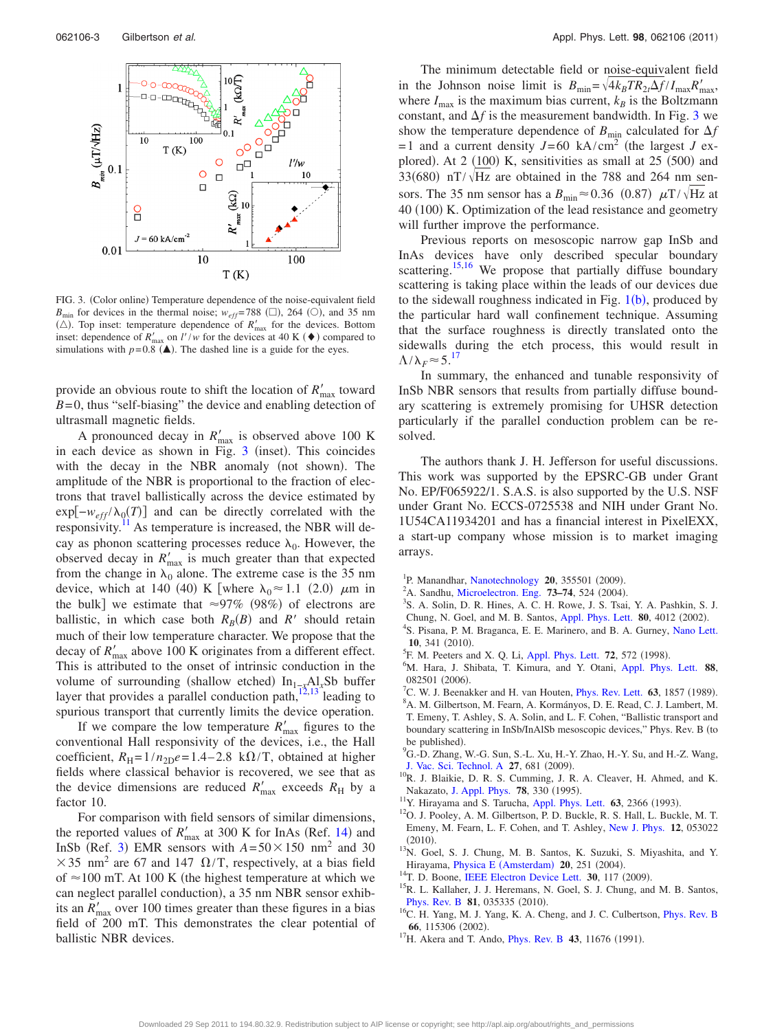$B_{min}$ (μT/√Hz)

1

0.1

0.01

10

100

T (K)

$J = 60$ kA/cm$^2$

10

100

T (K)

10

1

0.1

$R'_{max}$ (kΩ/T)

$l'/w$

1

10

10

1

$R'_{max}$ (kΩ)

FIG. 3. (Color online) Temperature dependence of the noise-equivalent field $B_{min}$ for devices in the thermal noise; $w_{eff}$=788 (□), 264 (○), and 35 nm (△). Top inset: temperature dependence of $R'_{max}$ for the devices. Bottom inset: dependence of $R'_{max}$ on $l'/w$ for the devices at 40 K (♦) compared to simulations with $p$=0.8 (▲). The dashed line is a guide for the eyes.

provide an obvious route to shift the location of $R'_{max}$ toward $B$=0, thus "self-biasing" the device and enabling detection of ultrasmall magnetic fields.

A pronounced decay in $R'_{max}$ is observed above 100 K in each device as shown in Fig. 3 (inset). This coincides with the decay in the NBR anomaly (not shown). The amplitude of the NBR is proportional to the fraction of electrons that travel ballistically across the device estimated by $\exp[-w_{eff}/\lambda_0(T)]$ and can be directly correlated with the responsivity.[11] As temperature is increased, the NBR will decay as phonon scattering processes reduce $\lambda_0$. However, the observed decay in $R'_{max}$ is much greater than that expected from the change in $\lambda_0$ alone. The extreme case is the 35 nm device, which at 140 (40) K [where $\lambda_0 \approx 1.1$ (2.0) $\mu$m in the bulk] we estimate that ≈97% (98%) of electrons are ballistic, in which case both $R_B(B)$ and $R'$ should retain much of their low temperature character. We propose that the decay of $R'_{max}$ above 100 K originates from a different effect. This is attributed to the onset of intrinsic conduction in the volume of surrounding (shallow etched) $In_{1-x}Al_xSb$ buffer layer that provides a parallel conduction path,[12,13] leading to spurious transport that currently limits the device operation.

If we compare the low temperature $R'_{max}$ figures to the conventional Hall responsivity of the devices, i.e., the Hall coefficient, $R_H = 1/n_{2D}e = 1.4-2.8$ kΩ/T, obtained at higher fields where classical behavior is recovered, we see that as the device dimensions are reduced $R'_{max}$ exceeds $R_H$ by a factor 10.

For comparison with field sensors of similar dimensions, the reported values of $R'_{max}$ at 300 K for InAs (Ref. 14) and InSb (Ref. 3) EMR sensors with $A = 50 \times 150$ nm$^2$ and $30 \times 35$ nm$^2$ are 67 and 147 Ω/T, respectively, at a bias field of ≈100 mT. At 100 K (the highest temperature at which we can neglect parallel conduction), a 35 nm NBR sensor exhibits an $R'_{max}$ over 100 times greater than these figures in a bias field of 200 mT. This demonstrates the clear potential of ballistic NBR devices.

The minimum detectable field or noise-equivalent field in the Johnson noise limit is $B_{min} = \sqrt{4k_BTR_{2t}\Delta f}/I_{max}R'_{max}$, where $I_{max}$ is the maximum bias current, $k_B$ is the Boltzmann constant, and $\Delta f$ is the measurement bandwidth. In Fig. 3 we show the temperature dependence of $B_{min}$ calculated for $\Delta f$ =1 and a current density $J$=60 kA/cm$^2$ (the largest $J$ explored). At 2 (100) K, sensitivities as small as 25 (500) and 33(680) nT/$\sqrt{\text{Hz}}$ are obtained in the 788 and 264 nm sensors. The 35 nm sensor has a $B_{min} \approx 0.36$ (0.87) $\mu$T/$\sqrt{\text{Hz}}$ at 40 (100) K. Optimization of the lead resistance and geometry will further improve the performance.

Previous reports on mesoscopic narrow gap InSb and InAs devices have only described specular boundary scattering.[15,16] We propose that partially diffuse boundary scattering is taking place within the leads of our devices due to the sidewall roughness indicated in Fig. 1(b), produced by the particular hard wall confinement technique. Assuming that the surface roughness is directly translated onto the sidewalls during the etch process, this would result in $\Lambda/\lambda_F \approx 5$.[17]

In summary, the enhanced and tunable responsivity of InSb NBR sensors that results from partially diffuse boundary scattering is extremely promising for UHSR detection particularly if the parallel conduction problem can be resolved.

The authors thank J. H. Jefferson for useful discussions. This work was supported by the EPSRC-GB under Grant No. EP/F065922/1. S.A.S. is also supported by the U.S. NSF under Grant No. ECCS-0725538 and NIH under Grant No. 1U54CA11934201 and has a financial interest in PixelEXX, a start-up company whose mission is to market imaging arrays.

[1] P. Manandhar, Nanotechnology **20**, 355501 (2009).
[2] A. Sandhu, Microelectron. Eng. **73–74**, 524 (2004).
[3] S. A. Solin, D. R. Hines, A. C. H. Rowe, J. S. Tsai, Y. A. Pashkin, S. J. Chung, N. Goel, and M. B. Santos, Appl. Phys. Lett. **80**, 4012 (2002).
[4] S. Pisana, P. M. Braganca, E. E. Marinero, and B. A. Gurney, Nano Lett. **10**, 341 (2010).
[5] F. M. Peeters and X. Q. Li, Appl. Phys. Lett. **72**, 572 (1998).
[6] M. Hara, J. Shibata, T. Kimura, and Y. Otani, Appl. Phys. Lett. **88**, 082501 (2006).
[7] C. W. J. Beenakker and H. van Houten, Phys. Rev. Lett. **63**, 1857 (1989).
[8] A. M. Gilbertson, M. Fearn, A. Kormányos, D. E. Read, C. J. Lambert, M. T. Emeny, T. Ashley, S. A. Solin, and L. F. Cohen, "Ballistic transport and boundary scattering in InSb/InAlSb mesoscopic devices," Phys. Rev. B (to be published).
[9] G.-D. Zhang, W.-G. Sun, S.-L. Xu, H.-Y. Zhao, H.-Y. Su, and H.-Z. Wang, J. Vac. Sci. Technol. A **27**, 681 (2009).
[10] R. J. Blaikie, D. R. S. Cumming, J. R. A. Cleaver, H. Ahmed, and K. Nakazato, J. Appl. Phys. **78**, 330 (1995).
[11] Y. Hirayama and S. Tarucha, Appl. Phys. Lett. **63**, 2366 (1993).
[12] O. J. Pooley, A. M. Gilbertson, P. D. Buckle, R. S. Hall, L. Buckle, M. T. Emeny, M. Fearn, L. F. Cohen, and T. Ashley, New J. Phys. **12**, 053022 (2010).
[13] N. Goel, S. J. Chung, M. B. Santos, K. Suzuki, S. Miyashita, and Y. Hirayama, Physica E (Amsterdam) **20**, 251 (2004).
[14] T. D. Boone, IEEE Electron Device Lett. **30**, 117 (2009).
[15] R. L. Kallaher, J. J. Heremans, N. Goel, S. J. Chung, and M. B. Santos, Phys. Rev. B **81**, 035335 (2010).
[16] C. H. Yang, M. J. Yang, K. A. Cheng, and J. C. Culbertson, Phys. Rev. B **66**, 115306 (2002).
[17] H. Akera and T. Ando, Phys. Rev. B **43**, 11676 (1991).